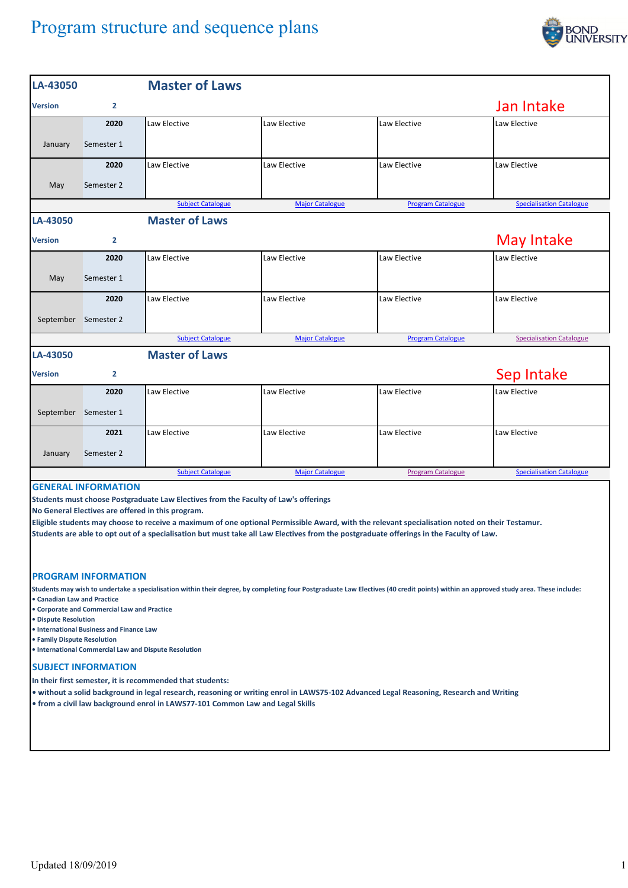# Program structure and sequence plans

## LA-43050 Master of Laws

**Version** 2

**Jan Intake**

| | | | | | |
|---|---|---|---|---|---|
| January | **2020** Semester 1 | Law Elective | Law Elective | Law Elective | Law Elective |
| May | **2020** Semester 2 | Law Elective | Law Elective | Law Elective | Law Elective |

Subject Catalogue | Major Catalogue | Program Catalogue | Specialisation Catalogue

## LA-43050 Master of Laws

**Version** 2

**May Intake**

| | | | | | |
|---|---|---|---|---|---|
| May | **2020** Semester 1 | Law Elective | Law Elective | Law Elective | Law Elective |
| September | **2020** Semester 2 | Law Elective | Law Elective | Law Elective | Law Elective |

Subject Catalogue | Major Catalogue | Program Catalogue | Specialisation Catalogue

## LA-43050 Master of Laws

**Version** 2

**Sep Intake**

| | | | | | |
|---|---|---|---|---|---|
| September | **2020** Semester 1 | Law Elective | Law Elective | Law Elective | Law Elective |
| January | **2021** Semester 2 | Law Elective | Law Elective | Law Elective | Law Elective |

Subject Catalogue | Major Catalogue | Program Catalogue | Specialisation Catalogue

### GENERAL INFORMATION

**Students must choose Postgraduate Law Electives from the Faculty of Law's offerings**
**No General Electives are offered in this program.**
**Eligible students may choose to receive a maximum of one optional Permissible Award, with the relevant specialisation noted on their Testamur.**
**Students are able to opt out of a specialisation but must take all Law Electives from the postgraduate offerings in the Faculty of Law.**

### PROGRAM INFORMATION

**Students may wish to undertake a specialisation within their degree, by completing four Postgraduate Law Electives (40 credit points) within an approved study area. These include:**

- **Canadian Law and Practice**
- **Corporate and Commercial Law and Practice**
- **Dispute Resolution**
- **International Business and Finance Law**
- **Family Dispute Resolution**
- **International Commercial Law and Dispute Resolution**

### SUBJECT INFORMATION

**In their first semester, it is recommended that students:**

- **without a solid background in legal research, reasoning or writing enrol in LAWS75-102 Advanced Legal Reasoning, Research and Writing**
- **from a civil law background enrol in LAWS77-101 Common Law and Legal Skills**

Updated 18/09/2019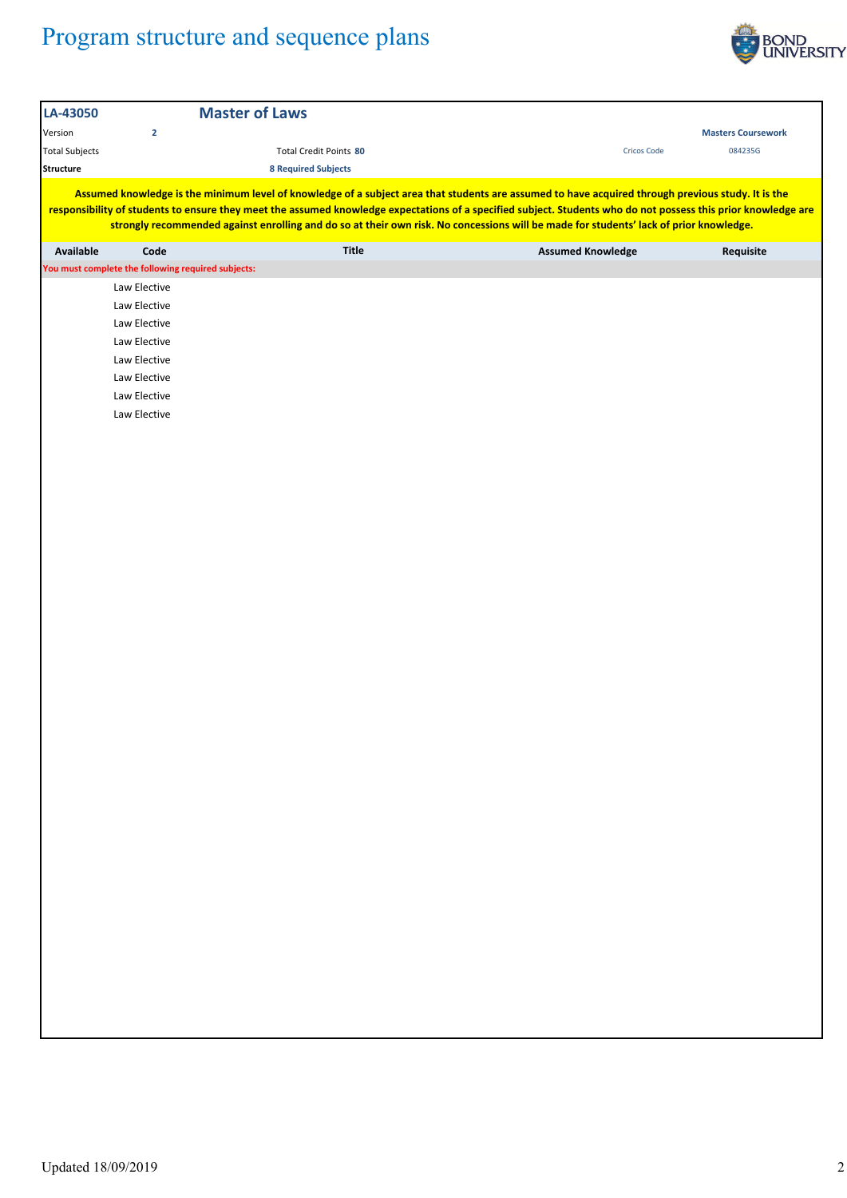# Program structure and sequence plans

## LA-43050 Master of Laws

| | | | |
|---|---|---|---|
| Version | 2 | | Masters Coursework |
| Total Subjects | Total Credit Points 80 | Cricos Code | 084235G |
| Structure | 8 Required Subjects | | |

**Assumed knowledge is the minimum level of knowledge of a subject area that students are assumed to have acquired through previous study. It is the responsibility of students to ensure they meet the assumed knowledge expectations of a specified subject. Students who do not possess this prior knowledge are strongly recommended against enrolling and do so at their own risk. No concessions will be made for students' lack of prior knowledge.**

| Available | Code | Title | Assumed Knowledge | Requisite |
|---|---|---|---|---|
| You must complete the following required subjects: | | | | |
| | Law Elective | | | |
| | Law Elective | | | |
| | Law Elective | | | |
| | Law Elective | | | |
| | Law Elective | | | |
| | Law Elective | | | |
| | Law Elective | | | |
| | Law Elective | | | |

Updated 18/09/2019